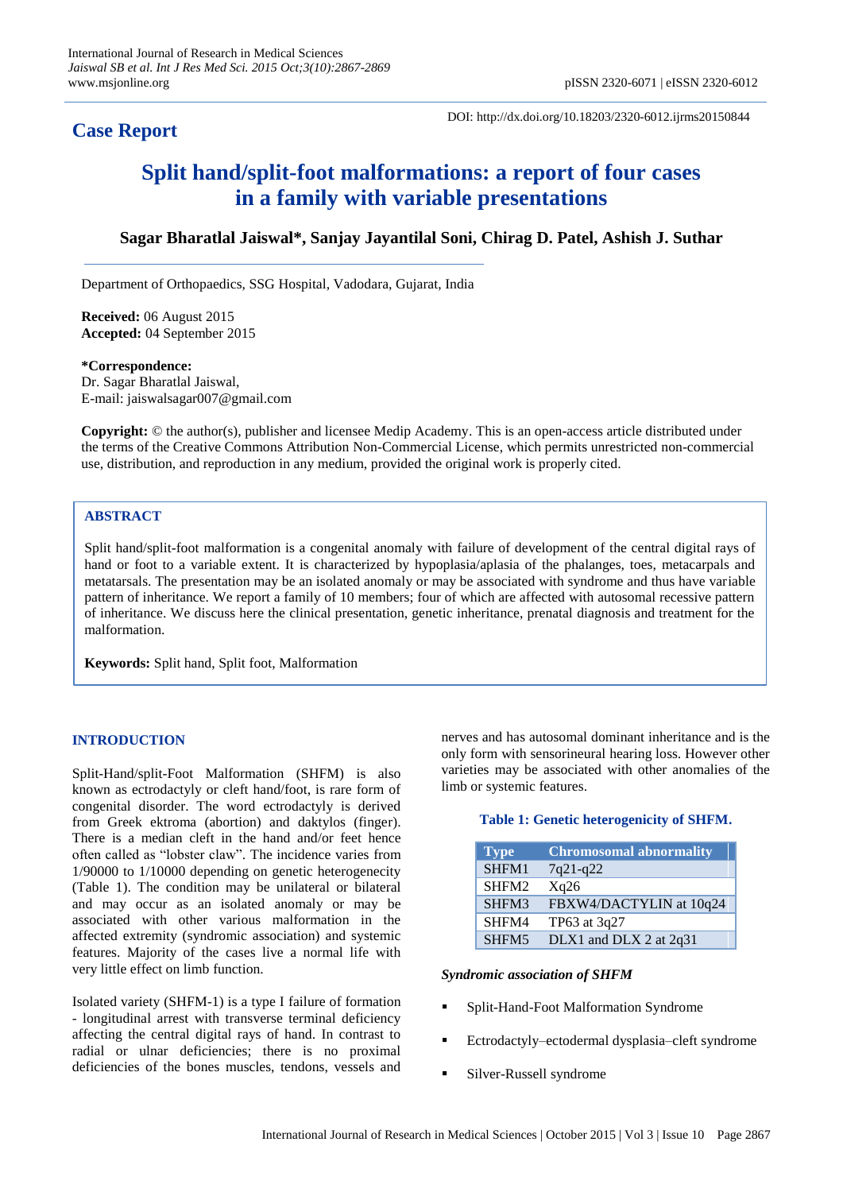# Case Report

DOI: http://dx.doi.org/10.18203/2320-6012.ijrms20150844

# Split hand/split-foot malformations: a report of four cases in a family with variable presentations

**Sagar Bharatlal Jaiswal*, Sanjay Jayantilal Soni, Chirag D. Patel, Ashish J. Suthar**

Department of Orthopaedics, SSG Hospital, Vadodara, Gujarat, India

**Received:** 06 August 2015
**Accepted:** 04 September 2015

***Correspondence:**
Dr. Sagar Bharatlal Jaiswal,
E-mail: jaiswalsagar007@gmail.com

**Copyright:** © the author(s), publisher and licensee Medip Academy. This is an open-access article distributed under the terms of the Creative Commons Attribution Non-Commercial License, which permits unrestricted non-commercial use, distribution, and reproduction in any medium, provided the original work is properly cited.

## ABSTRACT

Split hand/split-foot malformation is a congenital anomaly with failure of development of the central digital rays of hand or foot to a variable extent. It is characterized by hypoplasia/aplasia of the phalanges, toes, metacarpals and metatarsals. The presentation may be an isolated anomaly or may be associated with syndrome and thus have variable pattern of inheritance. We report a family of 10 members; four of which are affected with autosomal recessive pattern of inheritance. We discuss here the clinical presentation, genetic inheritance, prenatal diagnosis and treatment for the malformation.

**Keywords:** Split hand, Split foot, Malformation

## INTRODUCTION

Split-Hand/split-Foot Malformation (SHFM) is also known as ectrodactyly or cleft hand/foot, is rare form of congenital disorder. The word ectrodactyly is derived from Greek ektroma (abortion) and daktylos (finger). There is a median cleft in the hand and/or feet hence often called as "lobster claw". The incidence varies from 1/90000 to 1/10000 depending on genetic heterogenecity (Table 1). The condition may be unilateral or bilateral and may occur as an isolated anomaly or may be associated with other various malformation in the affected extremity (syndromic association) and systemic features. Majority of the cases live a normal life with very little effect on limb function.

Isolated variety (SHFM-1) is a type I failure of formation - longitudinal arrest with transverse terminal deficiency affecting the central digital rays of hand. In contrast to radial or ulnar deficiencies; there is no proximal deficiencies of the bones muscles, tendons, vessels and nerves and has autosomal dominant inheritance and is the only form with sensorineural hearing loss. However other varieties may be associated with other anomalies of the limb or systemic features.

**Table 1: Genetic heterogenicity of SHFM.**

| Type | Chromosomal abnormality |
|---|---|
| SHFM1 | 7q21-q22 |
| SHFM2 | Xq26 |
| SHFM3 | FBXW4/DACTYLIN at 10q24 |
| SHFM4 | TP63 at 3q27 |
| SHFM5 | DLX1 and DLX 2 at 2q31 |

### *Syndromic association of SHFM*

- Split-Hand-Foot Malformation Syndrome
- Ectrodactyly–ectodermal dysplasia–cleft syndrome
- Silver-Russell syndrome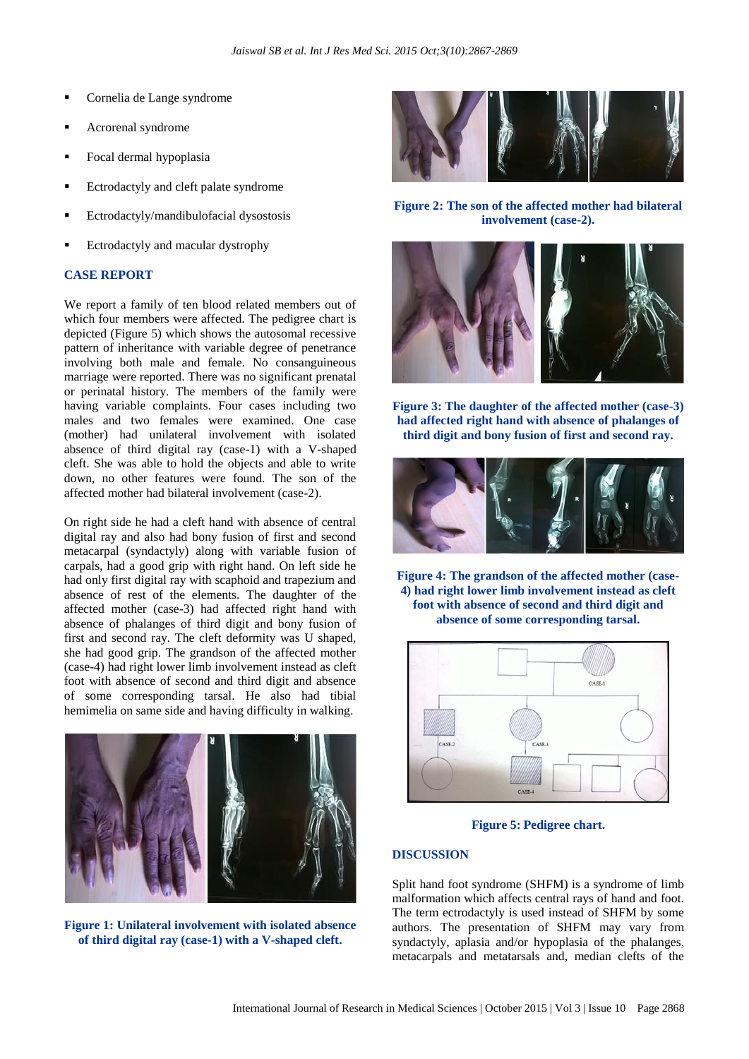- Cornelia de Lange syndrome
- Acrorenal syndrome
- Focal dermal hypoplasia
- Ectrodactyly and cleft palate syndrome
- Ectrodactyly/mandibulofacial dysostosis
- Ectrodactyly and macular dystrophy

## CASE REPORT

We report a family of ten blood related members out of which four members were affected. The pedigree chart is depicted (Figure 5) which shows the autosomal recessive pattern of inheritance with variable degree of penetrance involving both male and female. No consanguineous marriage were reported. There was no significant prenatal or perinatal history. The members of the family were having variable complaints. Four cases including two males and two females were examined. One case (mother) had unilateral involvement with isolated absence of third digital ray (case-1) with a V-shaped cleft. She was able to hold the objects and able to write down, no other features were found. The son of the affected mother had bilateral involvement (case-2).

On right side he had a cleft hand with absence of central digital ray and also had bony fusion of first and second metacarpal (syndactyly) along with variable fusion of carpals, had a good grip with right hand. On left side he had only first digital ray with scaphoid and trapezium and absence of rest of the elements. The daughter of the affected mother (case-3) had affected right hand with absence of phalanges of third digit and bony fusion of first and second ray. The cleft deformity was U shaped, she had good grip. The grandson of the affected mother (case-4) had right lower limb involvement instead as cleft foot with absence of second and third digit and absence of some corresponding tarsal. He also had tibial hemimelia on same side and having difficulty in walking.

**Figure 1: Unilateral involvement with isolated absence of third digital ray (case-1) with a V-shaped cleft.**

**Figure 2: The son of the affected mother had bilateral involvement (case-2).**

**Figure 3: The daughter of the affected mother (case-3) had affected right hand with absence of phalanges of third digit and bony fusion of first and second ray.**

**Figure 4: The grandson of the affected mother (case-4) had right lower limb involvement instead as cleft foot with absence of second and third digit and absence of some corresponding tarsal.**

**Figure 5: Pedigree chart.**

## DISCUSSION

Split hand foot syndrome (SHFM) is a syndrome of limb malformation which affects central rays of hand and foot. The term ectrodactyly is used instead of SHFM by some authors. The presentation of SHFM may vary from syndactyly, aplasia and/or hypoplasia of the phalanges, metacarpals and metatarsals and, median clefts of the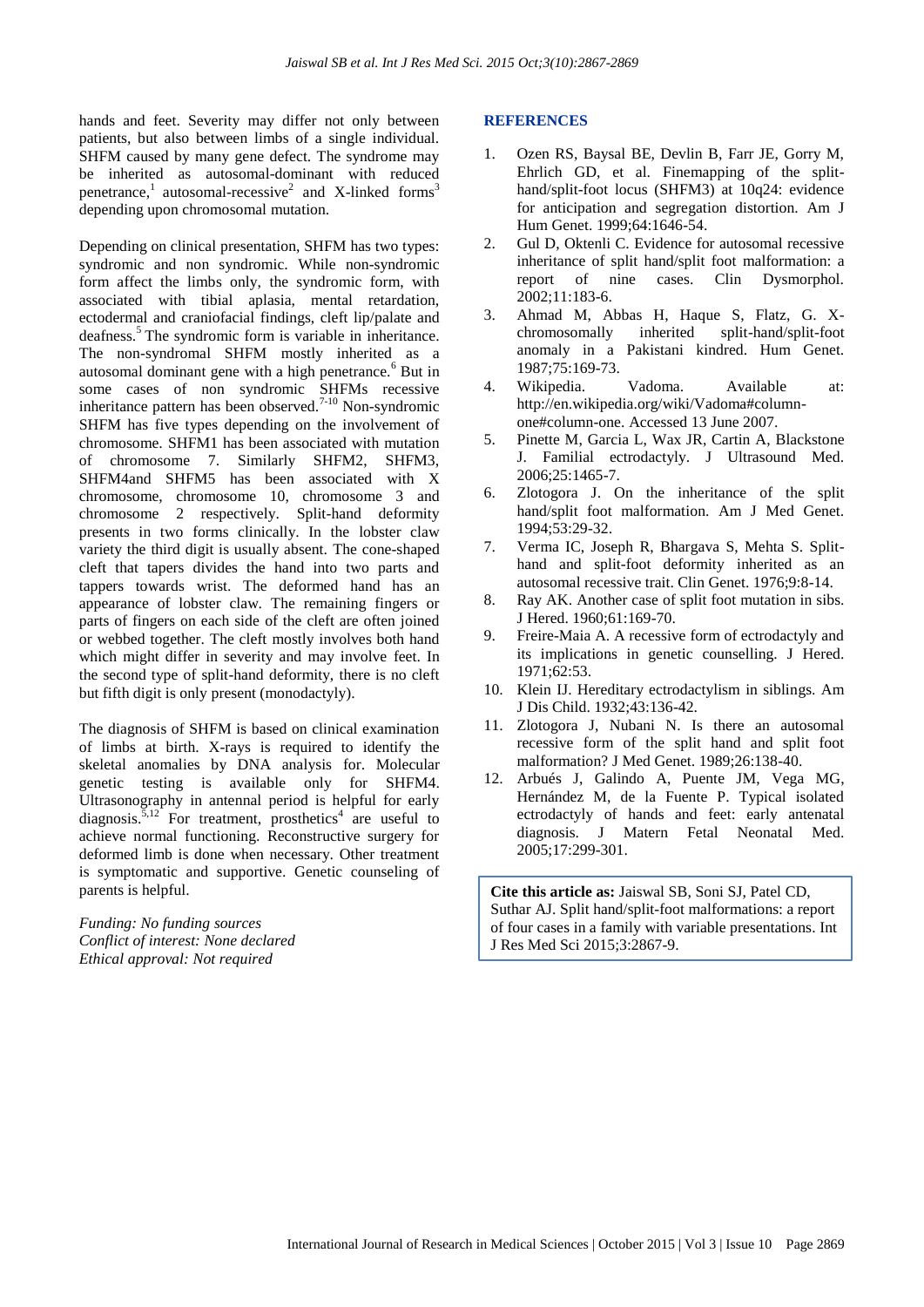hands and feet. Severity may differ not only between patients, but also between limbs of a single individual. SHFM caused by many gene defect. The syndrome may be inherited as autosomal-dominant with reduced penetrance,[1] autosomal-recessive[2] and X-linked forms[3] depending upon chromosomal mutation.

Depending on clinical presentation, SHFM has two types: syndromic and non syndromic. While non-syndromic form affect the limbs only, the syndromic form, with associated with tibial aplasia, mental retardation, ectodermal and craniofacial findings, cleft lip/palate and deafness.[5] The syndromic form is variable in inheritance. The non-syndromal SHFM mostly inherited as a autosomal dominant gene with a high penetrance.[6] But in some cases of non syndromic SHFMs recessive inheritance pattern has been observed.[7-10] Non-syndromic SHFM has five types depending on the involvement of chromosome. SHFM1 has been associated with mutation of chromosome 7. Similarly SHFM2, SHFM3, SHFM4and SHFM5 has been associated with X chromosome, chromosome 10, chromosome 3 and chromosome 2 respectively. Split-hand deformity presents in two forms clinically. In the lobster claw variety the third digit is usually absent. The cone-shaped cleft that tapers divides the hand into two parts and tappers towards wrist. The deformed hand has an appearance of lobster claw. The remaining fingers or parts of fingers on each side of the cleft are often joined or webbed together. The cleft mostly involves both hand which might differ in severity and may involve feet. In the second type of split-hand deformity, there is no cleft but fifth digit is only present (monodactyly).

The diagnosis of SHFM is based on clinical examination of limbs at birth. X-rays is required to identify the skeletal anomalies by DNA analysis for. Molecular genetic testing is available only for SHFM4. Ultrasonography in antennal period is helpful for early diagnosis.[5,12] For treatment, prosthetics[4] are useful to achieve normal functioning. Reconstructive surgery for deformed limb is done when necessary. Other treatment is symptomatic and supportive. Genetic counseling of parents is helpful.

*Funding: No funding sources*
*Conflict of interest: None declared*
*Ethical approval: Not required*

## REFERENCES

1. Ozen RS, Baysal BE, Devlin B, Farr JE, Gorry M, Ehrlich GD, et al. Finemapping of the split-hand/split-foot locus (SHFM3) at 10q24: evidence for anticipation and segregation distortion. Am J Hum Genet. 1999;64:1646-54.
2. Gul D, Oktenli C. Evidence for autosomal recessive inheritance of split hand/split foot malformation: a report of nine cases. Clin Dysmorphol. 2002;11:183-6.
3. Ahmad M, Abbas H, Haque S, Flatz, G. X-chromosomally inherited split-hand/split-foot anomaly in a Pakistani kindred. Hum Genet. 1987;75:169-73.
4. Wikipedia. Vadoma. Available at: http://en.wikipedia.org/wiki/Vadoma#column-one#column-one. Accessed 13 June 2007.
5. Pinette M, Garcia L, Wax JR, Cartin A, Blackstone J. Familial ectrodactyly. J Ultrasound Med. 2006;25:1465-7.
6. Zlotogora J. On the inheritance of the split hand/split foot malformation. Am J Med Genet. 1994;53:29-32.
7. Verma IC, Joseph R, Bhargava S, Mehta S. Split-hand and split-foot deformity inherited as an autosomal recessive trait. Clin Genet. 1976;9:8-14.
8. Ray AK. Another case of split foot mutation in sibs. J Hered. 1960;61:169-70.
9. Freire-Maia A. A recessive form of ectrodactyly and its implications in genetic counselling. J Hered. 1971;62:53.
10. Klein IJ. Hereditary ectrodactylism in siblings. Am J Dis Child. 1932;43:136-42.
11. Zlotogora J, Nubani N. Is there an autosomal recessive form of the split hand and split foot malformation? J Med Genet. 1989;26:138-40.
12. Arbués J, Galindo A, Puente JM, Vega MG, Hernández M, de la Fuente P. Typical isolated ectrodactyly of hands and feet: early antenatal diagnosis. J Matern Fetal Neonatal Med. 2005;17:299-301.

**Cite this article as:** Jaiswal SB, Soni SJ, Patel CD, Suthar AJ. Split hand/split-foot malformations: a report of four cases in a family with variable presentations. Int J Res Med Sci 2015;3:2867-9.